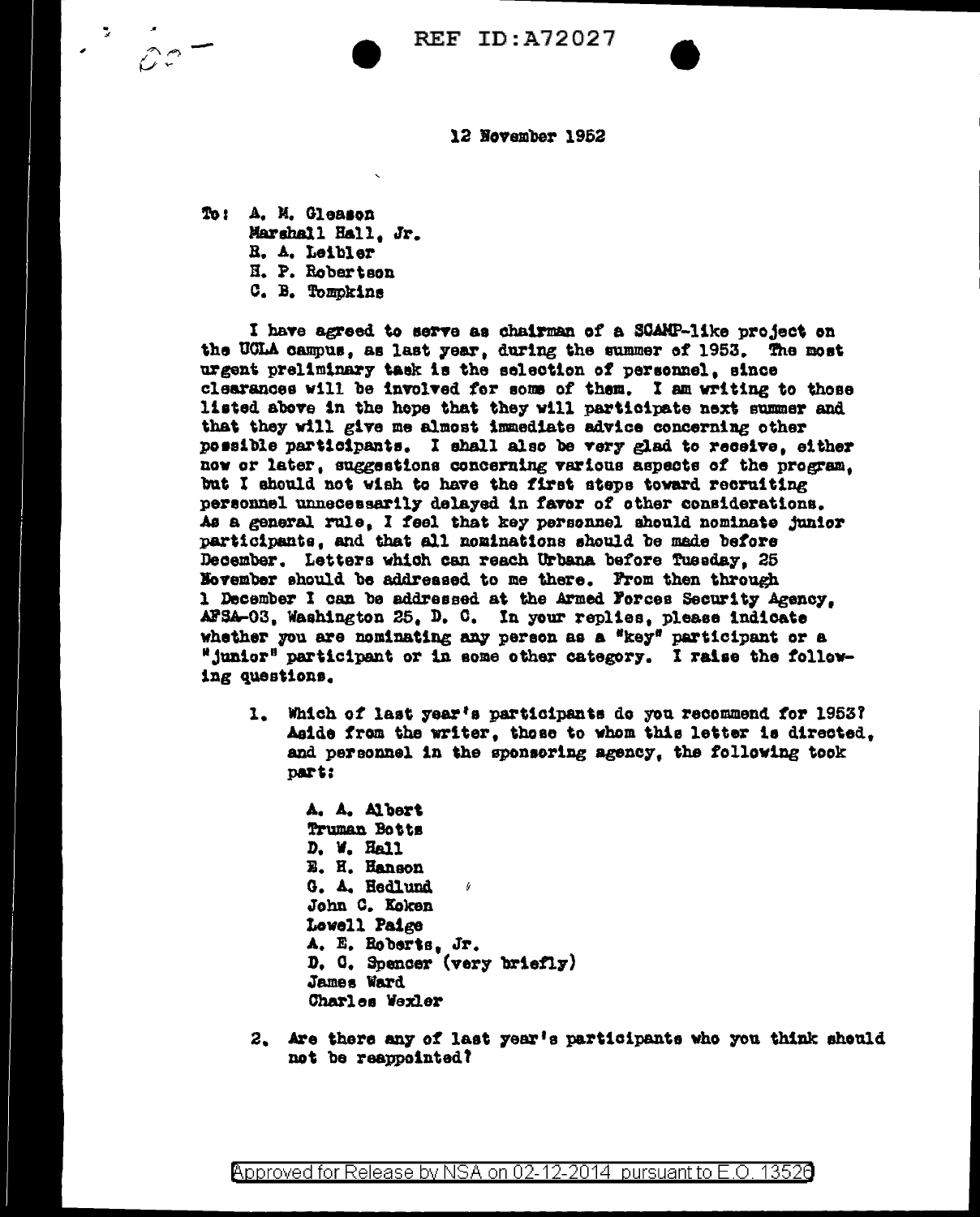REF ID:A72027

12 November 1952

To: A. M. Gleason
Marshall Hall, Jr.
R. A. Leibler
H. P. Robertson
C. B. Tompkins

I have agreed to serve as chairman of a SCAMP-like project on the UCLA campus, as last year, during the summer of 1953. The most urgent preliminary task is the selection of personnel, since clearances will be involved for some of them. I am writing to those listed above in the hope that they will participate next summer and that they will give me almost immediate advice concerning other possible participants. I shall also be very glad to receive, either now or later, suggestions concerning various aspects of the program, but I should not wish to have the first steps toward recruiting personnel unnecessarily delayed in favor of other considerations. As a general rule, I feel that key personnel should nominate junior participants, and that all nominations should be made before December. Letters which can reach Urbana before Tuesday, 25 November should be addressed to me there. From then through 1 December I can be addressed at the Armed Forces Security Agency, AFSA-03, Washington 25, D. C. In your replies, please indicate whether you are nominating any person as a "key" participant or a "junior" participant or in some other category. I raise the following questions.

1. Which of last year's participants do you recommend for 1953? Aside from the writer, those to whom this letter is directed, and personnel in the sponsoring agency, the following took part:

   A. A. Albert
   Truman Botts
   D. W. Hall
   E. H. Hanson
   G. A. Hedlund
   John C. Koken
   Lowell Paige
   A. E. Roberts, Jr.
   D. C. Spencer (very briefly)
   James Ward
   Charles Wexler

2. Are there any of last year's participants who you think should not be reappointed?

Approved for Release by NSA on 02-12-2014 pursuant to E.O. 13526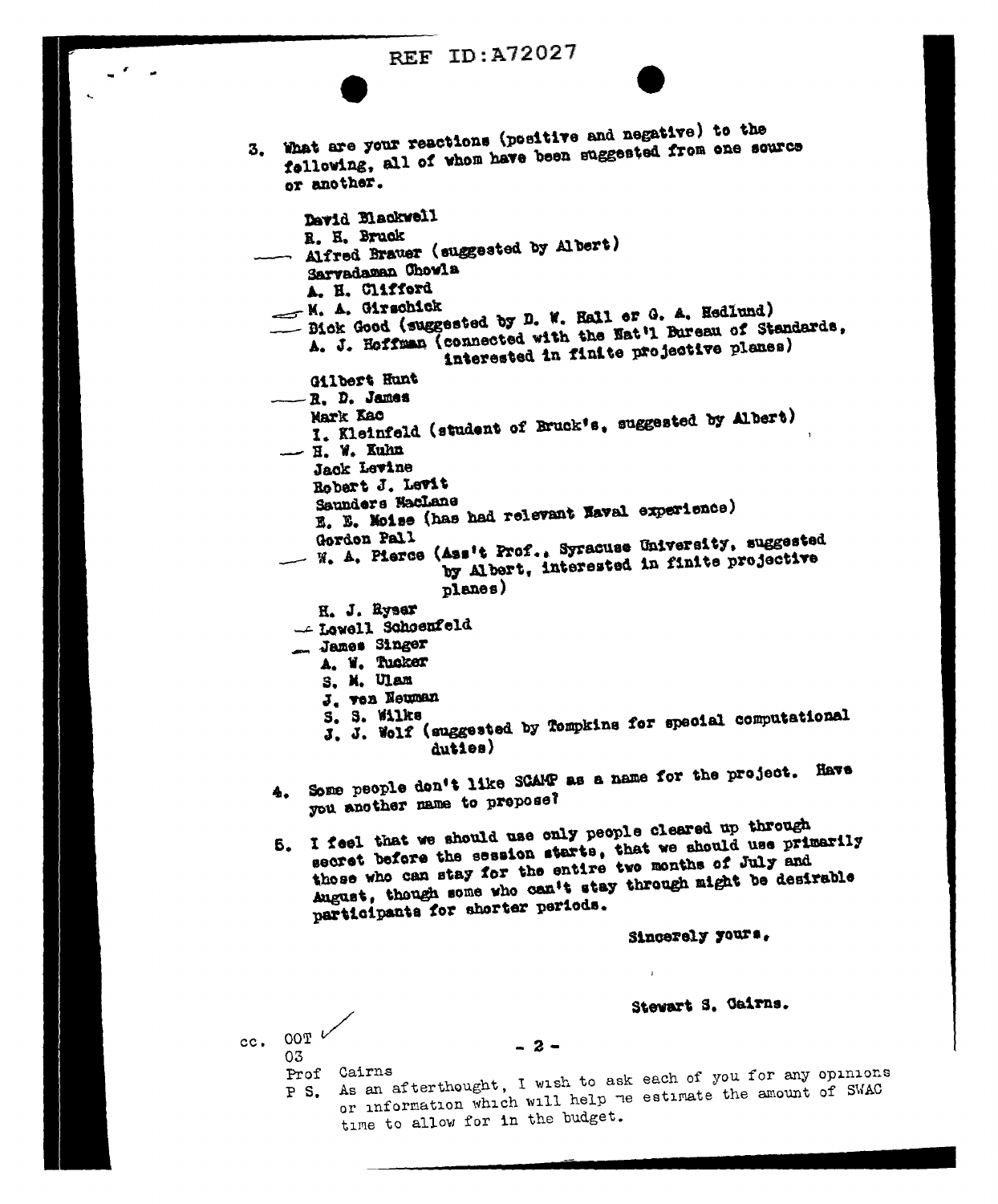REF ID:A72027

3. What are your reactions (positive and negative) to the following, all of whom have been suggested from one source or another.

   David Blackwell
   R. H. Bruck
   Alfred Brauer (suggested by Albert)
   Sarvadaman Chowla
   A. H. Clifford
   M. A. Girschick
   Dick Good (suggested by D. W. Hall or G. A. Hedlund)
   A. J. Hoffman (connected with the Nat'l Bureau of Standards, interested in finite projective planes)
   Gilbert Hunt
   R. D. James
   Mark Kac
   I. Kleinfeld (student of Bruck's, suggested by Albert)
   H. W. Kuhn
   Jack Levine
   Robert J. Levit
   Saunders MacLane
   E. E. Moise (has had relevant Naval experience)
   Gordon Pall
   W. A. Pierce (Ass't Prof., Syracuse University, suggested by Albert, interested in finite projective planes)
   H. J. Ryser
   Lowell Schoenfeld
   James Singer
   A. W. Tucker
   S. M. Ulam
   J. von Neuman
   S. S. Wilks
   J. J. Wolf (suggested by Tompkins for special computational duties)

4. Some people don't like SCAMP as a name for the project. Have you another name to propose?

5. I feel that we should use only people cleared up through secret before the session starts, that we should use primarily those who can stay for the entire two months of July and August, though some who can't stay through might be desirable participants for shorter periods.

Sincerely yours,

Stewart S. Cairns.

cc. OOT ✓
03
Prof Cairns

P S. As an afterthought, I wish to ask each of you for any opinions or information which will help me estimate the amount of SWAC time to allow for in the budget.